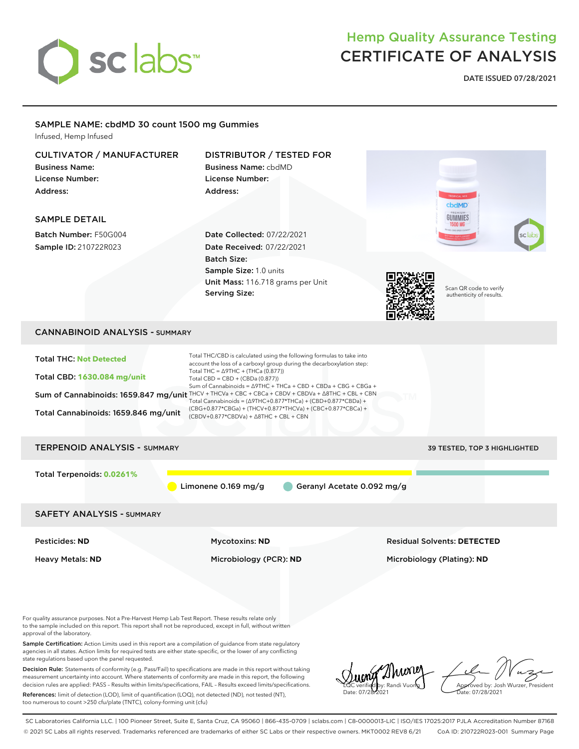# Hemp Quality Assurance Testing
# CERTIFICATE OF ANALYSIS

**DATE ISSUED 07/28/2021**

## SAMPLE NAME: cbdMD 30 count 1500 mg Gummies

Infused, Hemp Infused

### CULTIVATOR / MANUFACTURER

**Business Name:**
**License Number:**
**Address:**

### DISTRIBUTOR / TESTED FOR

**Business Name:** cbdMD
**License Number:**
**Address:**

### SAMPLE DETAIL

**Batch Number:** F50G004
**Sample ID:** 210722R023

**Date Collected:** 07/22/2021
**Date Received:** 07/22/2021
**Batch Size:**
**Sample Size:** 1.0 units
**Unit Mass:** 116.718 grams per Unit
**Serving Size:**

Scan QR code to verify authenticity of results.

## CANNABINOID ANALYSIS - SUMMARY

**Total THC:** Not Detected

**Total CBD:** 1630.084 mg/unit

**Sum of Cannabinoids:** 1659.847 mg/unit

**Total Cannabinoids:** 1659.846 mg/unit

Total THC/CBD is calculated using the following formulas to take into account the loss of a carboxyl group during the decarboxylation step:
Total THC = Δ9THC + (THCa (0.877))
Total CBD = CBD + (CBDa (0.877))
Sum of Cannabinoids = Δ9THC + THCa + CBD + CBDa + CBG + CBGa + THCV + THCVa + CBC + CBCa + CBDV + CBDVa + Δ8THC + CBL + CBN
Total Cannabinoids = (Δ9THC+0.877*THCa) + (CBD+0.877*CBDa) + (CBG+0.877*CBGa) + (THCV+0.877*THCVa) + (CBC+0.877*CBCa) + (CBDV+0.877*CBDVa) + Δ8THC + CBL + CBN

## TERPENOID ANALYSIS - SUMMARY

39 TESTED, TOP 3 HIGHLIGHTED

**Total Terpenoids:** 0.0261%

Limonene 0.169 mg/g
Geranyl Acetate 0.092 mg/g

## SAFETY ANALYSIS - SUMMARY

| | | |
|---|---|---|
| **Pesticides: ND** | **Mycotoxins: ND** | **Residual Solvents: DETECTED** |
| **Heavy Metals: ND** | **Microbiology (PCR): ND** | **Microbiology (Plating): ND** |

For quality assurance purposes. Not a Pre-Harvest Hemp Lab Test Report. These results relate only to the sample included on this report. This report shall not be reproduced, except in full, without written approval of the laboratory.

**Sample Certification:** Action Limits used in this report are a compilation of guidance from state regulatory agencies in all states. Action limits for required tests are either state-specific, or the lower of any conflicting state regulations based upon the panel requested.

**Decision Rule:** Statements of conformity (e.g. Pass/Fail) to specifications are made in this report without taking measurement uncertainty into account. Where statements of conformity are made in this report, the following decision rules are applied: PASS – Results within limits/specifications, FAIL – Results exceed limits/specifications.

**References:** limit of detection (LOD), limit of quantification (LOQ), not detected (ND), not tested (NT), too numerous to count >250 cfu/plate (TNTC), colony-forming unit (cfu)

LQC verified by: Randi Vuong
Date: 07/28/2021

Approved by: Josh Wurzer, President
Date: 07/28/2021

SC Laboratories California LLC. | 100 Pioneer Street, Suite E, Santa Cruz, CA 95060 | 866-435-0709 | sclabs.com | C8-0000013-LIC | ISO/IES 17025:2017 PJLA Accreditation Number 87168
© 2021 SC Labs all rights reserved. Trademarks referenced are trademarks of either SC Labs or their respective owners. MKT0002 REV8 6/21 CoA ID: 210722R023-001 Summary Page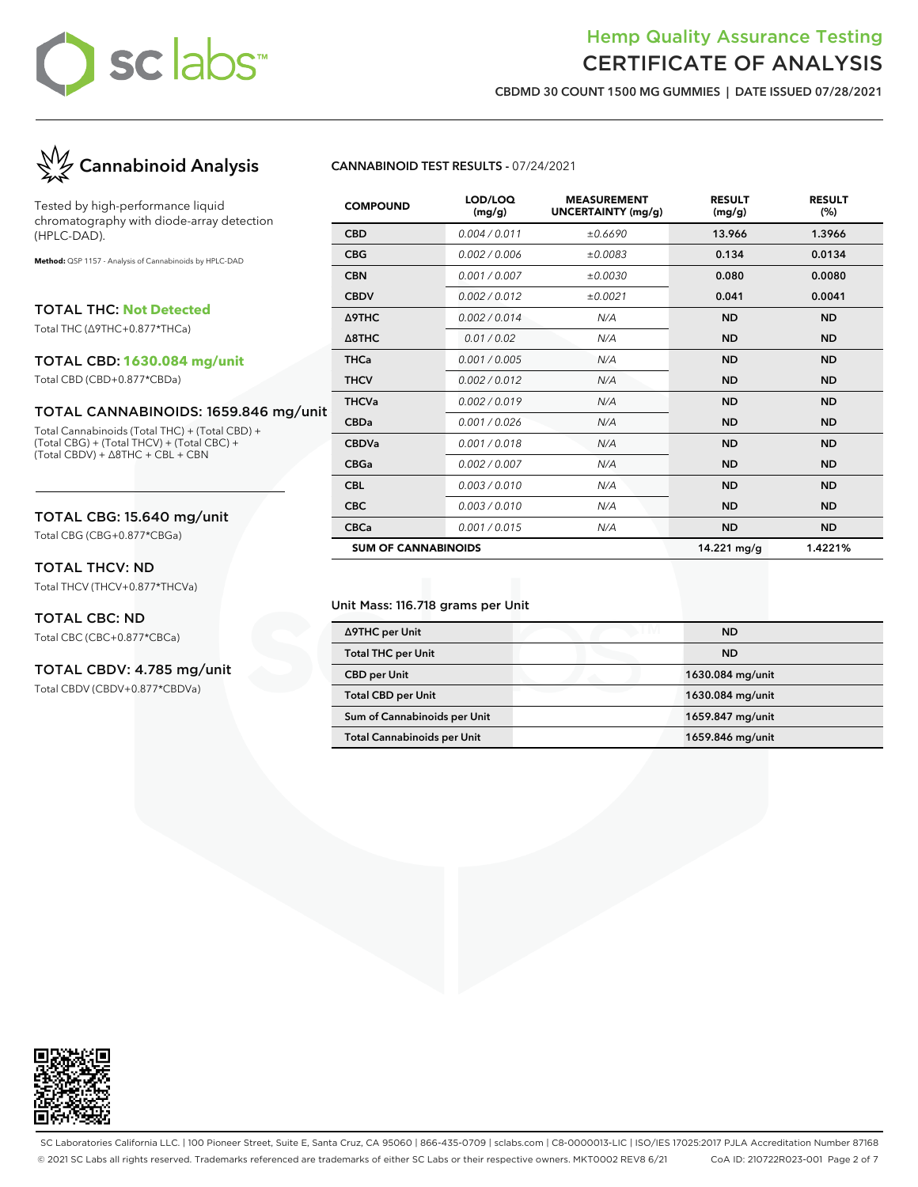# Hemp Quality Assurance Testing
# CERTIFICATE OF ANALYSIS

**CBDMD 30 COUNT 1500 MG GUMMIES | DATE ISSUED 07/28/2021**

## Cannabinoid Analysis

Tested by high-performance liquid chromatography with diode-array detection (HPLC-DAD).

**Method:** QSP 1157 - Analysis of Cannabinoids by HPLC-DAD

### TOTAL THC: Not Detected

Total THC (Δ9THC+0.877*THCa)

### TOTAL CBD: 1630.084 mg/unit

Total CBD (CBD+0.877*CBDa)

### TOTAL CANNABINOIDS: 1659.846 mg/unit

Total Cannabinoids (Total THC) + (Total CBD) + (Total CBG) + (Total THCV) + (Total CBC) + (Total CBDV) + Δ8THC + CBL + CBN

### TOTAL CBG: 15.640 mg/unit

Total CBG (CBG+0.877*CBGa)

### TOTAL THCV: ND

Total THCV (THCV+0.877*THCVa)

### TOTAL CBC: ND

Total CBC (CBC+0.877*CBCa)

### TOTAL CBDV: 4.785 mg/unit

Total CBDV (CBDV+0.877*CBDVa)

**CANNABINOID TEST RESULTS** - 07/24/2021

| COMPOUND | LOD/LOQ (mg/g) | MEASUREMENT UNCERTAINTY (mg/g) | RESULT (mg/g) | RESULT (%) |
|---|---|---|---|---|
| CBD | 0.004 / 0.011 | ±0.6690 | 13.966 | 1.3966 |
| CBG | 0.002 / 0.006 | ±0.0083 | 0.134 | 0.0134 |
| CBN | 0.001 / 0.007 | ±0.0030 | 0.080 | 0.0080 |
| CBDV | 0.002 / 0.012 | ±0.0021 | 0.041 | 0.0041 |
| Δ9THC | 0.002 / 0.014 | N/A | ND | ND |
| Δ8THC | 0.01 / 0.02 | N/A | ND | ND |
| THCa | 0.001 / 0.005 | N/A | ND | ND |
| THCV | 0.002 / 0.012 | N/A | ND | ND |
| THCVa | 0.002 / 0.019 | N/A | ND | ND |
| CBDa | 0.001 / 0.026 | N/A | ND | ND |
| CBDVa | 0.001 / 0.018 | N/A | ND | ND |
| CBGa | 0.002 / 0.007 | N/A | ND | ND |
| CBL | 0.003 / 0.010 | N/A | ND | ND |
| CBC | 0.003 / 0.010 | N/A | ND | ND |
| CBCa | 0.001 / 0.015 | N/A | ND | ND |
| **SUM OF CANNABINOIDS** | | | 14.221 mg/g | 1.4221% |

Unit Mass: 116.718 grams per Unit

| | |
|---|---|
| Δ9THC per Unit | ND |
| Total THC per Unit | ND |
| CBD per Unit | 1630.084 mg/unit |
| Total CBD per Unit | 1630.084 mg/unit |
| Sum of Cannabinoids per Unit | 1659.847 mg/unit |
| Total Cannabinoids per Unit | 1659.846 mg/unit |

SC Laboratories California LLC. | 100 Pioneer Street, Suite E, Santa Cruz, CA 95060 | 866-435-0709 | sclabs.com | C8-0000013-LIC | ISO/IES 17025:2017 PJLA Accreditation Number 87168
© 2021 SC Labs all rights reserved. Trademarks referenced are trademarks of either SC Labs or their respective owners. MKT0002 REV8 6/21 CoA ID: 210722R023-001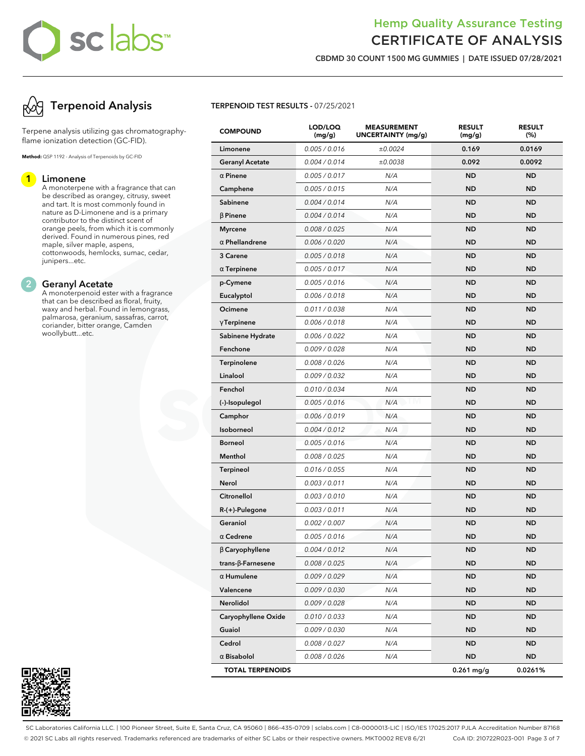# Hemp Quality Assurance Testing
# CERTIFICATE OF ANALYSIS

**CBDMD 30 COUNT 1500 MG GUMMIES | DATE ISSUED 07/28/2021**

## Terpenoid Analysis

Terpene analysis utilizing gas chromatography-flame ionization detection (GC-FID).

**Method:** QSP 1192 - Analysis of Terpenoids by GC-FID

**1 Limonene**
A monoterpene with a fragrance that can be described as orangey, citrusy, sweet and tart. It is most commonly found in nature as D-Limonene and is a primary contributor to the distinct scent of orange peels, from which it is commonly derived. Found in numerous pines, red maple, silver maple, aspens, cottonwoods, hemlocks, sumac, cedar, junipers...etc.

**2 Geranyl Acetate**
A monoterpenoid ester with a fragrance that can be described as floral, fruity, waxy and herbal. Found in lemongrass, palmarosa, geranium, sassafras, carrot, coriander, bitter orange, Camden woollybutt...etc.

**TERPENOID TEST RESULTS** - 07/25/2021

| COMPOUND | LOD/LOQ (mg/g) | MEASUREMENT UNCERTAINTY (mg/g) | RESULT (mg/g) | RESULT (%) |
|---|---|---|---|---|
| Limonene | 0.005 / 0.016 | ±0.0024 | 0.169 | 0.0169 |
| Geranyl Acetate | 0.004 / 0.014 | ±0.0038 | 0.092 | 0.0092 |
| α Pinene | 0.005 / 0.017 | N/A | ND | ND |
| Camphene | 0.005 / 0.015 | N/A | ND | ND |
| Sabinene | 0.004 / 0.014 | N/A | ND | ND |
| β Pinene | 0.004 / 0.014 | N/A | ND | ND |
| Myrcene | 0.008 / 0.025 | N/A | ND | ND |
| α Phellandrene | 0.006 / 0.020 | N/A | ND | ND |
| 3 Carene | 0.005 / 0.018 | N/A | ND | ND |
| α Terpinene | 0.005 / 0.017 | N/A | ND | ND |
| p-Cymene | 0.005 / 0.016 | N/A | ND | ND |
| Eucalyptol | 0.006 / 0.018 | N/A | ND | ND |
| Ocimene | 0.011 / 0.038 | N/A | ND | ND |
| γ Terpinene | 0.006 / 0.018 | N/A | ND | ND |
| Sabinene Hydrate | 0.006 / 0.022 | N/A | ND | ND |
| Fenchone | 0.009 / 0.028 | N/A | ND | ND |
| Terpinolene | 0.008 / 0.026 | N/A | ND | ND |
| Linalool | 0.009 / 0.032 | N/A | ND | ND |
| Fenchol | 0.010 / 0.034 | N/A | ND | ND |
| (-)-Isopulegol | 0.005 / 0.016 | N/A | ND | ND |
| Camphor | 0.006 / 0.019 | N/A | ND | ND |
| Isoborneol | 0.004 / 0.012 | N/A | ND | ND |
| Borneol | 0.005 / 0.016 | N/A | ND | ND |
| Menthol | 0.008 / 0.025 | N/A | ND | ND |
| Terpineol | 0.016 / 0.055 | N/A | ND | ND |
| Nerol | 0.003 / 0.011 | N/A | ND | ND |
| Citronellol | 0.003 / 0.010 | N/A | ND | ND |
| R-(+)-Pulegone | 0.003 / 0.011 | N/A | ND | ND |
| Geraniol | 0.002 / 0.007 | N/A | ND | ND |
| α Cedrene | 0.005 / 0.016 | N/A | ND | ND |
| β Caryophyllene | 0.004 / 0.012 | N/A | ND | ND |
| trans-β-Farnesene | 0.008 / 0.025 | N/A | ND | ND |
| α Humulene | 0.009 / 0.029 | N/A | ND | ND |
| Valencene | 0.009 / 0.030 | N/A | ND | ND |
| Nerolidol | 0.009 / 0.028 | N/A | ND | ND |
| Caryophyllene Oxide | 0.010 / 0.033 | N/A | ND | ND |
| Guaiol | 0.009 / 0.030 | N/A | ND | ND |
| Cedrol | 0.008 / 0.027 | N/A | ND | ND |
| α Bisabolol | 0.008 / 0.026 | N/A | ND | ND |
| **TOTAL TERPENOIDS** | | | **0.261 mg/g** | **0.0261%** |

SC Laboratories California LLC. | 100 Pioneer Street, Suite E, Santa Cruz, CA 95060 | 866-435-0709 | sclabs.com | C8-0000013-LIC | ISO/IES 17025:2017 PJLA Accreditation Number 87168
© 2021 SC Labs all rights reserved. Trademarks referenced are trademarks of either SC Labs or their respective owners. MKT0002 REV8 6/21 CoA ID: 210722R023-001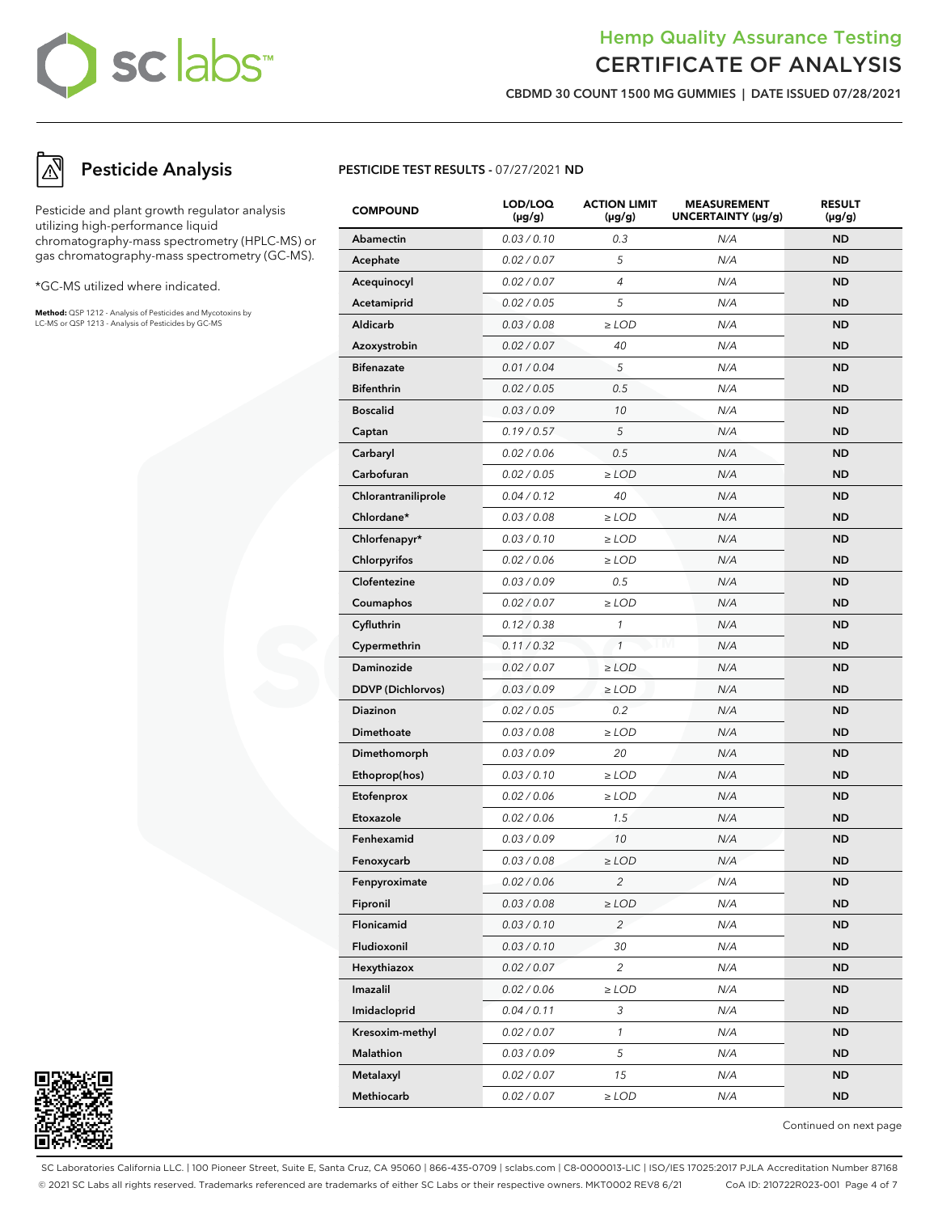# Hemp Quality Assurance Testing
## CERTIFICATE OF ANALYSIS

**CBDMD 30 COUNT 1500 MG GUMMIES | DATE ISSUED 07/28/2021**

## Pesticide Analysis

Pesticide and plant growth regulator analysis utilizing high-performance liquid chromatography-mass spectrometry (HPLC-MS) or gas chromatography-mass spectrometry (GC-MS).

*GC-MS utilized where indicated.

**Method:** QSP 1212 - Analysis of Pesticides and Mycotoxins by LC-MS or QSP 1213 - Analysis of Pesticides by GC-MS

**PESTICIDE TEST RESULTS -** 07/27/2021 **ND**

| COMPOUND | LOD/LOQ (µg/g) | ACTION LIMIT (µg/g) | MEASUREMENT UNCERTAINTY (µg/g) | RESULT (µg/g) |
|---|---|---|---|---|
| Abamectin | 0.03 / 0.10 | 0.3 | N/A | ND |
| Acephate | 0.02 / 0.07 | 5 | N/A | ND |
| Acequinocyl | 0.02 / 0.07 | 4 | N/A | ND |
| Acetamiprid | 0.02 / 0.05 | 5 | N/A | ND |
| Aldicarb | 0.03 / 0.08 | ≥ LOD | N/A | ND |
| Azoxystrobin | 0.02 / 0.07 | 40 | N/A | ND |
| Bifenazate | 0.01 / 0.04 | 5 | N/A | ND |
| Bifenthrin | 0.02 / 0.05 | 0.5 | N/A | ND |
| Boscalid | 0.03 / 0.09 | 10 | N/A | ND |
| Captan | 0.19 / 0.57 | 5 | N/A | ND |
| Carbaryl | 0.02 / 0.06 | 0.5 | N/A | ND |
| Carbofuran | 0.02 / 0.05 | ≥ LOD | N/A | ND |
| Chlorantraniliprole | 0.04 / 0.12 | 40 | N/A | ND |
| Chlordane* | 0.03 / 0.08 | ≥ LOD | N/A | ND |
| Chlorfenapyr* | 0.03 / 0.10 | ≥ LOD | N/A | ND |
| Chlorpyrifos | 0.02 / 0.06 | ≥ LOD | N/A | ND |
| Clofentezine | 0.03 / 0.09 | 0.5 | N/A | ND |
| Coumaphos | 0.02 / 0.07 | ≥ LOD | N/A | ND |
| Cyfluthrin | 0.12 / 0.38 | 1 | N/A | ND |
| Cypermethrin | 0.11 / 0.32 | 1 | N/A | ND |
| Daminozide | 0.02 / 0.07 | ≥ LOD | N/A | ND |
| DDVP (Dichlorvos) | 0.03 / 0.09 | ≥ LOD | N/A | ND |
| Diazinon | 0.02 / 0.05 | 0.2 | N/A | ND |
| Dimethoate | 0.03 / 0.08 | ≥ LOD | N/A | ND |
| Dimethomorph | 0.03 / 0.09 | 20 | N/A | ND |
| Ethoprop(hos) | 0.03 / 0.10 | ≥ LOD | N/A | ND |
| Etofenprox | 0.02 / 0.06 | ≥ LOD | N/A | ND |
| Etoxazole | 0.02 / 0.06 | 1.5 | N/A | ND |
| Fenhexamid | 0.03 / 0.09 | 10 | N/A | ND |
| Fenoxycarb | 0.03 / 0.08 | ≥ LOD | N/A | ND |
| Fenpyroximate | 0.02 / 0.06 | 2 | N/A | ND |
| Fipronil | 0.03 / 0.08 | ≥ LOD | N/A | ND |
| Flonicamid | 0.03 / 0.10 | 2 | N/A | ND |
| Fludioxonil | 0.03 / 0.10 | 30 | N/A | ND |
| Hexythiazox | 0.02 / 0.07 | 2 | N/A | ND |
| Imazalil | 0.02 / 0.06 | ≥ LOD | N/A | ND |
| Imidacloprid | 0.04 / 0.11 | 3 | N/A | ND |
| Kresoxim-methyl | 0.02 / 0.07 | 1 | N/A | ND |
| Malathion | 0.03 / 0.09 | 5 | N/A | ND |
| Metalaxyl | 0.02 / 0.07 | 15 | N/A | ND |
| Methiocarb | 0.02 / 0.07 | ≥ LOD | N/A | ND |

Continued on next page

SC Laboratories California LLC. | 100 Pioneer Street, Suite E, Santa Cruz, CA 95060 | 866-435-0709 | sclabs.com | C8-0000013-LIC | ISO/IES 17025:2017 PJLA Accreditation Number 87168
© 2021 SC Labs all rights reserved. Trademarks referenced are trademarks of either SC Labs or their respective owners. MKT0002 REV8 6/21 CoA ID: 210722R023-001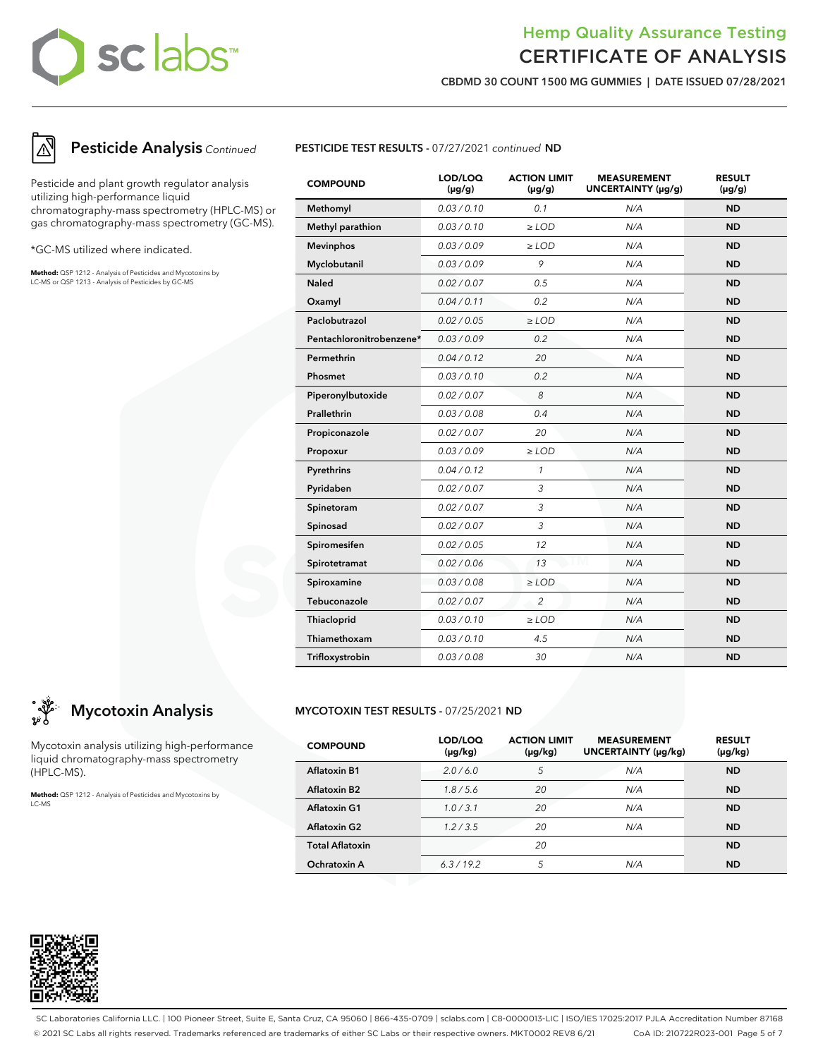# Hemp Quality Assurance Testing
# CERTIFICATE OF ANALYSIS

**CBDMD 30 COUNT 1500 MG GUMMIES | DATE ISSUED 07/28/2021**

## Pesticide Analysis *Continued*

Pesticide and plant growth regulator analysis utilizing high-performance liquid chromatography-mass spectrometry (HPLC-MS) or gas chromatography-mass spectrometry (GC-MS).

*GC-MS utilized where indicated.

**Method:** QSP 1212 - Analysis of Pesticides and Mycotoxins by LC-MS or QSP 1213 - Analysis of Pesticides by GC-MS

**PESTICIDE TEST RESULTS -** 07/27/2021 *continued* **ND**

| COMPOUND | LOD/LOQ (μg/g) | ACTION LIMIT (μg/g) | MEASUREMENT UNCERTAINTY (μg/g) | RESULT (μg/g) |
|---|---|---|---|---|
| Methomyl | 0.03 / 0.10 | 0.1 | N/A | ND |
| Methyl parathion | 0.03 / 0.10 | ≥ LOD | N/A | ND |
| Mevinphos | 0.03 / 0.09 | ≥ LOD | N/A | ND |
| Myclobutanil | 0.03 / 0.09 | 9 | N/A | ND |
| Naled | 0.02 / 0.07 | 0.5 | N/A | ND |
| Oxamyl | 0.04 / 0.11 | 0.2 | N/A | ND |
| Paclobutrazol | 0.02 / 0.05 | ≥ LOD | N/A | ND |
| Pentachloronitrobenzene* | 0.03 / 0.09 | 0.2 | N/A | ND |
| Permethrin | 0.04 / 0.12 | 20 | N/A | ND |
| Phosmet | 0.03 / 0.10 | 0.2 | N/A | ND |
| Piperonylbutoxide | 0.02 / 0.07 | 8 | N/A | ND |
| Prallethrin | 0.03 / 0.08 | 0.4 | N/A | ND |
| Propiconazole | 0.02 / 0.07 | 20 | N/A | ND |
| Propoxur | 0.03 / 0.09 | ≥ LOD | N/A | ND |
| Pyrethrins | 0.04 / 0.12 | 1 | N/A | ND |
| Pyridaben | 0.02 / 0.07 | 3 | N/A | ND |
| Spinetoram | 0.02 / 0.07 | 3 | N/A | ND |
| Spinosad | 0.02 / 0.07 | 3 | N/A | ND |
| Spiromesifen | 0.02 / 0.05 | 12 | N/A | ND |
| Spirotetramat | 0.02 / 0.06 | 13 | N/A | ND |
| Spiroxamine | 0.03 / 0.08 | ≥ LOD | N/A | ND |
| Tebuconazole | 0.02 / 0.07 | 2 | N/A | ND |
| Thiacloprid | 0.03 / 0.10 | ≥ LOD | N/A | ND |
| Thiamethoxam | 0.03 / 0.10 | 4.5 | N/A | ND |
| Trifloxystrobin | 0.03 / 0.08 | 30 | N/A | ND |

## Mycotoxin Analysis

Mycotoxin analysis utilizing high-performance liquid chromatography-mass spectrometry (HPLC-MS).

**Method:** QSP 1212 - Analysis of Pesticides and Mycotoxins by LC-MS

**MYCOTOXIN TEST RESULTS -** 07/25/2021 **ND**

| COMPOUND | LOD/LOQ (μg/kg) | ACTION LIMIT (μg/kg) | MEASUREMENT UNCERTAINTY (μg/kg) | RESULT (μg/kg) |
|---|---|---|---|---|
| Aflatoxin B1 | 2.0 / 6.0 | 5 | N/A | ND |
| Aflatoxin B2 | 1.8 / 5.6 | 20 | N/A | ND |
| Aflatoxin G1 | 1.0 / 3.1 | 20 | N/A | ND |
| Aflatoxin G2 | 1.2 / 3.5 | 20 | N/A | ND |
| Total Aflatoxin | | 20 | | ND |
| Ochratoxin A | 6.3 / 19.2 | 5 | N/A | ND |

SC Laboratories California LLC. | 100 Pioneer Street, Suite E, Santa Cruz, CA 95060 | 866-435-0709 | sclabs.com | C8-0000013-LIC | ISO/IES 17025:2017 PJLA Accreditation Number 87168
© 2021 SC Labs all rights reserved. Trademarks referenced are trademarks of either SC Labs or their respective owners. MKT0002 REV8 6/21 CoA ID: 210722R023-001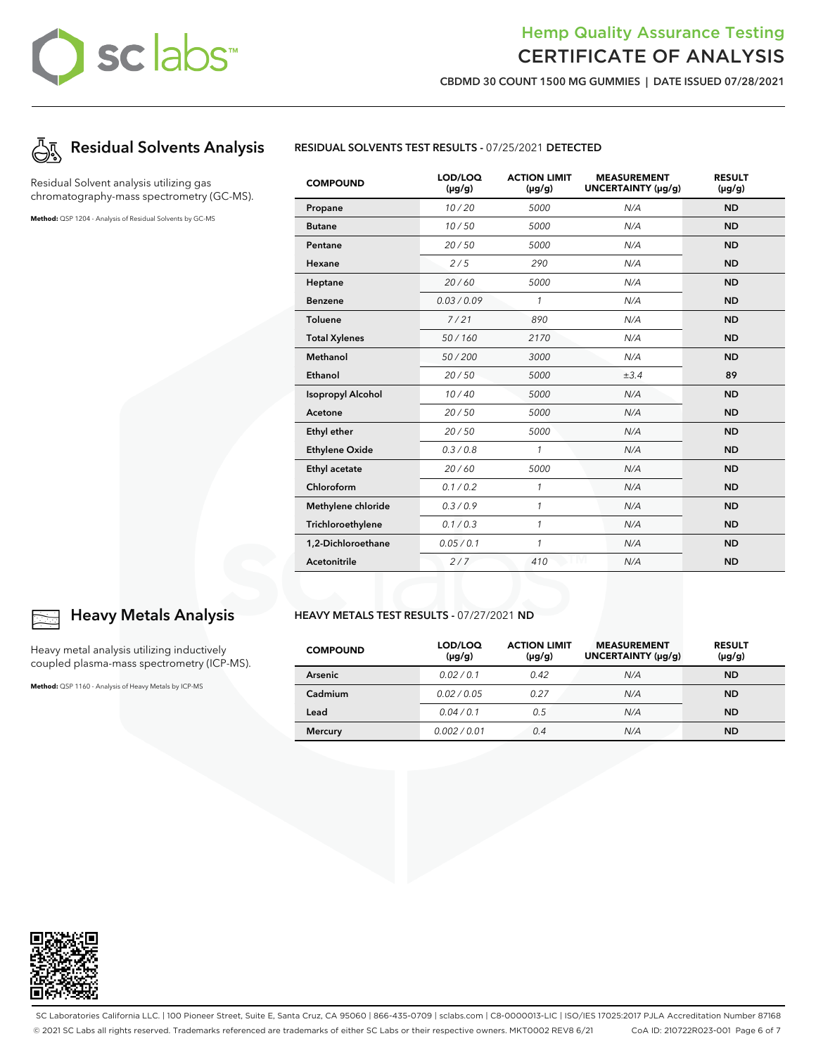## Residual Solvents Analysis

Residual Solvent analysis utilizing gas chromatography-mass spectrometry (GC-MS).

**Method:** QSP 1204 - Analysis of Residual Solvents by GC-MS

**RESIDUAL SOLVENTS TEST RESULTS** - 07/25/2021 **DETECTED**

| COMPOUND | LOD/LOQ (μg/g) | ACTION LIMIT (μg/g) | MEASUREMENT UNCERTAINTY (μg/g) | RESULT (μg/g) |
|---|---|---|---|---|
| Propane | 10 / 20 | 5000 | N/A | ND |
| Butane | 10 / 50 | 5000 | N/A | ND |
| Pentane | 20 / 50 | 5000 | N/A | ND |
| Hexane | 2 / 5 | 290 | N/A | ND |
| Heptane | 20 / 60 | 5000 | N/A | ND |
| Benzene | 0.03 / 0.09 | 1 | N/A | ND |
| Toluene | 7 / 21 | 890 | N/A | ND |
| Total Xylenes | 50 / 160 | 2170 | N/A | ND |
| Methanol | 50 / 200 | 3000 | N/A | ND |
| Ethanol | 20 / 50 | 5000 | ±3.4 | 89 |
| Isopropyl Alcohol | 10 / 40 | 5000 | N/A | ND |
| Acetone | 20 / 50 | 5000 | N/A | ND |
| Ethyl ether | 20 / 50 | 5000 | N/A | ND |
| Ethylene Oxide | 0.3 / 0.8 | 1 | N/A | ND |
| Ethyl acetate | 20 / 60 | 5000 | N/A | ND |
| Chloroform | 0.1 / 0.2 | 1 | N/A | ND |
| Methylene chloride | 0.3 / 0.9 | 1 | N/A | ND |
| Trichloroethylene | 0.1 / 0.3 | 1 | N/A | ND |
| 1,2-Dichloroethane | 0.05 / 0.1 | 1 | N/A | ND |
| Acetonitrile | 2 / 7 | 410 | N/A | ND |

## Heavy Metals Analysis

Heavy metal analysis utilizing inductively coupled plasma-mass spectrometry (ICP-MS).

**Method:** QSP 1160 - Analysis of Heavy Metals by ICP-MS

**HEAVY METALS TEST RESULTS** - 07/27/2021 **ND**

| COMPOUND | LOD/LOQ (μg/g) | ACTION LIMIT (μg/g) | MEASUREMENT UNCERTAINTY (μg/g) | RESULT (μg/g) |
|---|---|---|---|---|
| Arsenic | 0.02 / 0.1 | 0.42 | N/A | ND |
| Cadmium | 0.02 / 0.05 | 0.27 | N/A | ND |
| Lead | 0.04 / 0.1 | 0.5 | N/A | ND |
| Mercury | 0.002 / 0.01 | 0.4 | N/A | ND |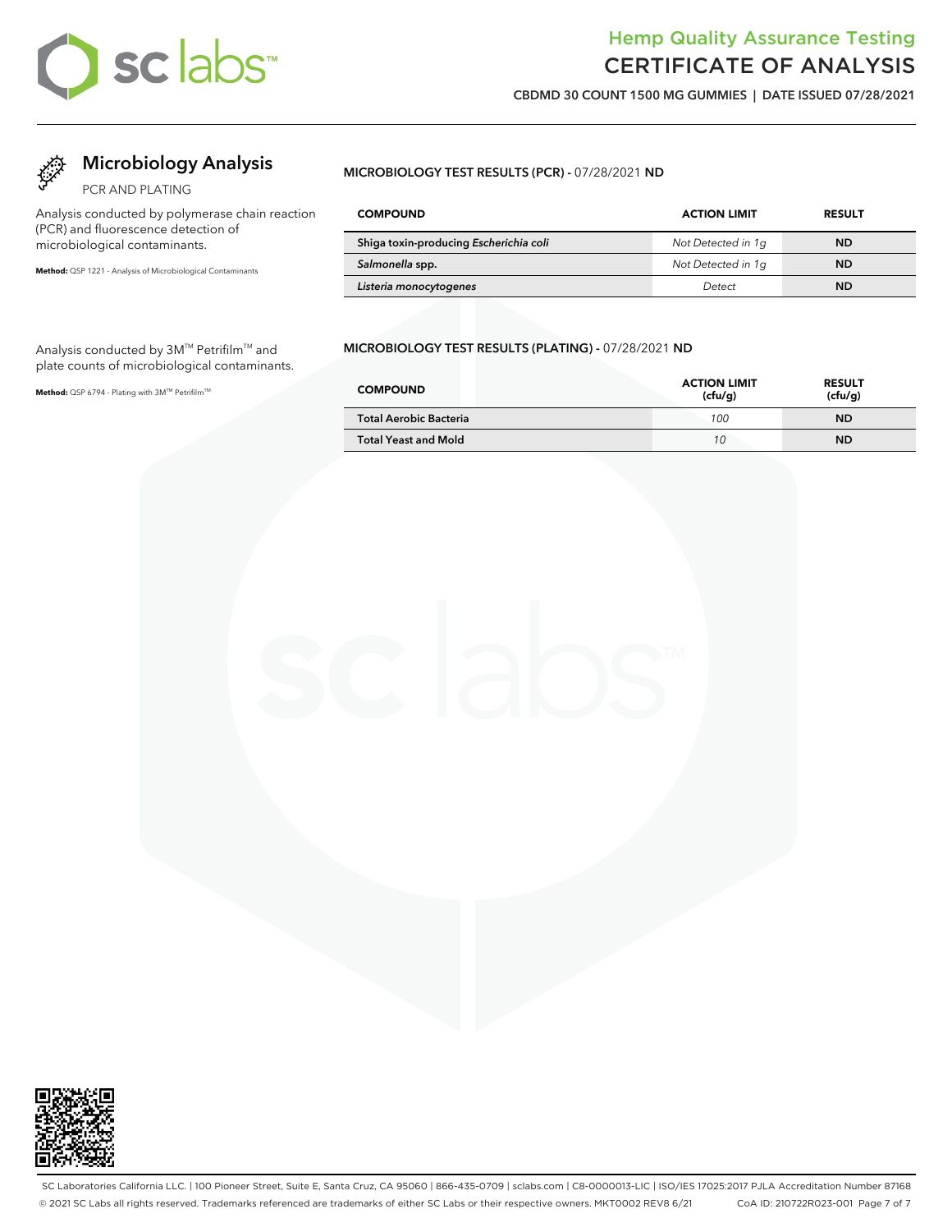# Hemp Quality Assurance Testing
## CERTIFICATE OF ANALYSIS

**CBDMD 30 COUNT 1500 MG GUMMIES | DATE ISSUED 07/28/2021**

## Microbiology Analysis

PCR AND PLATING

Analysis conducted by polymerase chain reaction (PCR) and fluorescence detection of microbiological contaminants.

**Method:** QSP 1221 - Analysis of Microbiological Contaminants

### MICROBIOLOGY TEST RESULTS (PCR) - 07/28/2021 **ND**

| COMPOUND | ACTION LIMIT | RESULT |
|---|---|---|
| Shiga toxin-producing *Escherichia coli* | *Not Detected in 1g* | **ND** |
| *Salmonella* spp. | *Not Detected in 1g* | **ND** |
| *Listeria monocytogenes* | *Detect* | **ND** |

Analysis conducted by 3M™ Petrifilm™ and plate counts of microbiological contaminants.

**Method:** QSP 6794 - Plating with 3M™ Petrifilm™

### MICROBIOLOGY TEST RESULTS (PLATING) - 07/28/2021 **ND**

| COMPOUND | ACTION LIMIT (cfu/g) | RESULT (cfu/g) |
|---|---|---|
| Total Aerobic Bacteria | *100* | **ND** |
| Total Yeast and Mold | *10* | **ND** |

SC Laboratories California LLC. | 100 Pioneer Street, Suite E, Santa Cruz, CA 95060 | 866-435-0709 | sclabs.com | C8-0000013-LIC | ISO/IES 17025:2017 PJLA Accreditation Number 87168
© 2021 SC Labs all rights reserved. Trademarks referenced are trademarks of either SC Labs or their respective owners. MKT0002 REV8 6/21 CoA ID: 210722R023-001